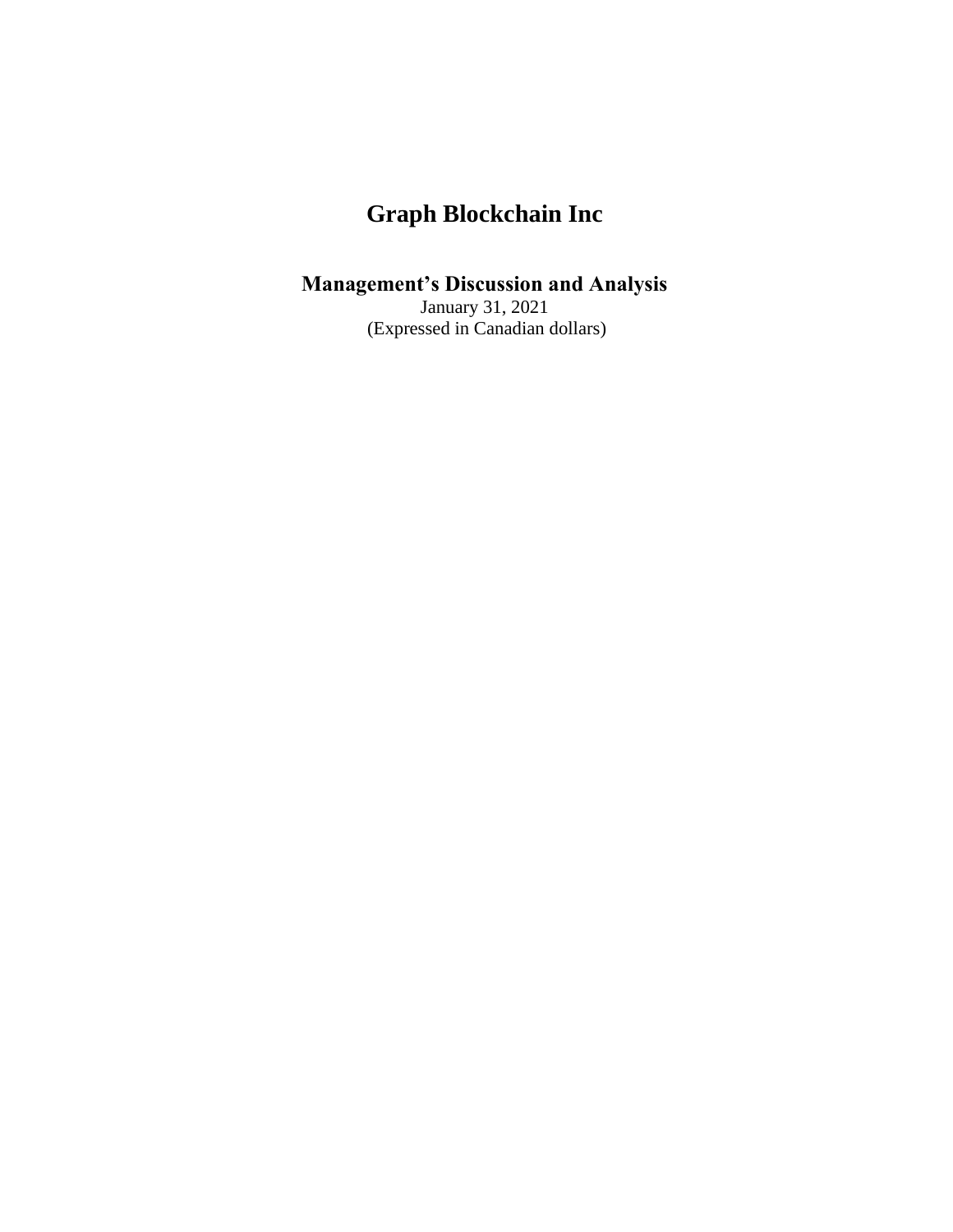# Graph Blockchain Inc

## Management's Discussion and Analysis

January 31, 2021

(Expressed in Canadian dollars)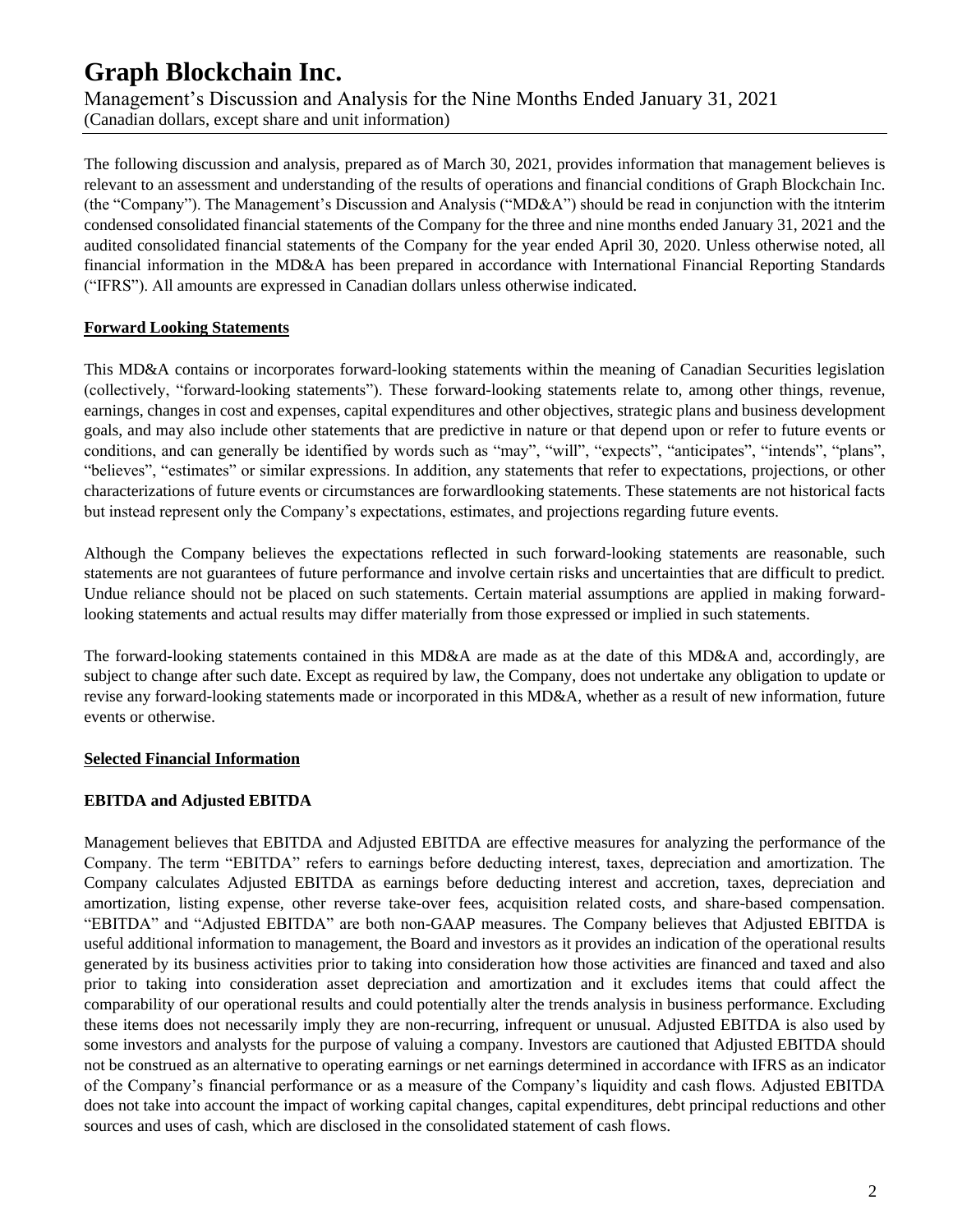# Graph Blockchain Inc.

Management's Discussion and Analysis for the Nine Months Ended January 31, 2021
(Canadian dollars, except share and unit information)

The following discussion and analysis, prepared as of March 30, 2021, provides information that management believes is relevant to an assessment and understanding of the results of operations and financial conditions of Graph Blockchain Inc. (the "Company"). The Management's Discussion and Analysis ("MD&A") should be read in conjunction with the itnterim condensed consolidated financial statements of the Company for the three and nine months ended January 31, 2021 and the audited consolidated financial statements of the Company for the year ended April 30, 2020. Unless otherwise noted, all financial information in the MD&A has been prepared in accordance with International Financial Reporting Standards ("IFRS"). All amounts are expressed in Canadian dollars unless otherwise indicated.

**Forward Looking Statements**

This MD&A contains or incorporates forward-looking statements within the meaning of Canadian Securities legislation (collectively, "forward-looking statements"). These forward-looking statements relate to, among other things, revenue, earnings, changes in cost and expenses, capital expenditures and other objectives, strategic plans and business development goals, and may also include other statements that are predictive in nature or that depend upon or refer to future events or conditions, and can generally be identified by words such as "may", "will", "expects", "anticipates", "intends", "plans", "believes", "estimates" or similar expressions. In addition, any statements that refer to expectations, projections, or other characterizations of future events or circumstances are forwardlooking statements. These statements are not historical facts but instead represent only the Company's expectations, estimates, and projections regarding future events.

Although the Company believes the expectations reflected in such forward-looking statements are reasonable, such statements are not guarantees of future performance and involve certain risks and uncertainties that are difficult to predict. Undue reliance should not be placed on such statements. Certain material assumptions are applied in making forward-looking statements and actual results may differ materially from those expressed or implied in such statements.

The forward-looking statements contained in this MD&A are made as at the date of this MD&A and, accordingly, are subject to change after such date. Except as required by law, the Company, does not undertake any obligation to update or revise any forward-looking statements made or incorporated in this MD&A, whether as a result of new information, future events or otherwise.

**Selected Financial Information**

**EBITDA and Adjusted EBITDA**

Management believes that EBITDA and Adjusted EBITDA are effective measures for analyzing the performance of the Company. The term "EBITDA" refers to earnings before deducting interest, taxes, depreciation and amortization. The Company calculates Adjusted EBITDA as earnings before deducting interest and accretion, taxes, depreciation and amortization, listing expense, other reverse take-over fees, acquisition related costs, and share-based compensation. "EBITDA" and "Adjusted EBITDA" are both non-GAAP measures. The Company believes that Adjusted EBITDA is useful additional information to management, the Board and investors as it provides an indication of the operational results generated by its business activities prior to taking into consideration how those activities are financed and taxed and also prior to taking into consideration asset depreciation and amortization and it excludes items that could affect the comparability of our operational results and could potentially alter the trends analysis in business performance. Excluding these items does not necessarily imply they are non-recurring, infrequent or unusual. Adjusted EBITDA is also used by some investors and analysts for the purpose of valuing a company. Investors are cautioned that Adjusted EBITDA should not be construed as an alternative to operating earnings or net earnings determined in accordance with IFRS as an indicator of the Company's financial performance or as a measure of the Company's liquidity and cash flows. Adjusted EBITDA does not take into account the impact of working capital changes, capital expenditures, debt principal reductions and other sources and uses of cash, which are disclosed in the consolidated statement of cash flows.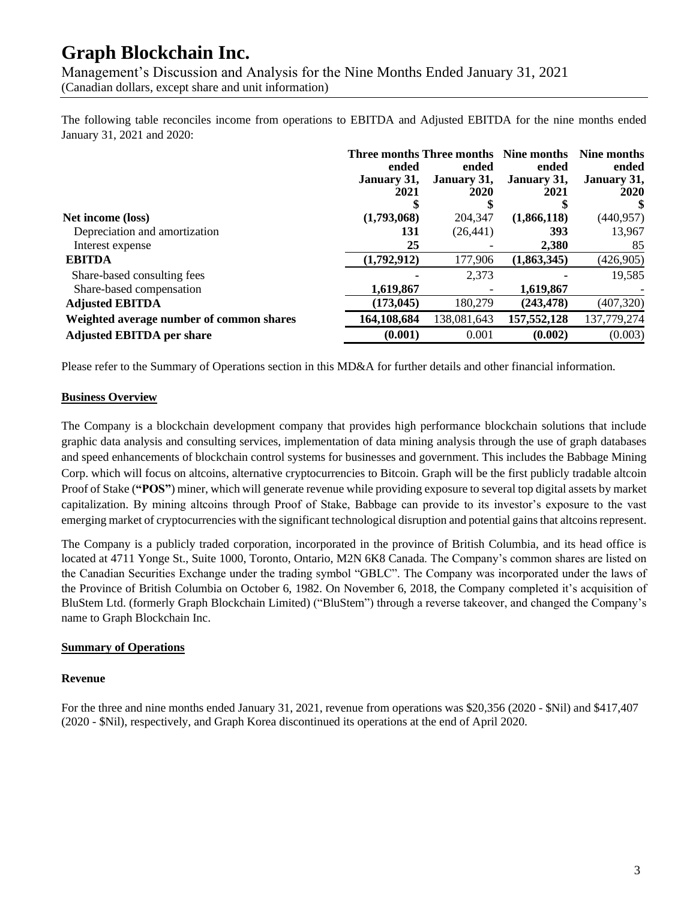The following table reconciles income from operations to EBITDA and Adjusted EBITDA for the nine months ended January 31, 2021 and 2020:

| | **Three months ended January 31, 2021** | **Three months ended January 31, 2020** | **Nine months ended January 31, 2021** | **Nine months ended January 31, 2020** |
|---|---|---|---|---|
| | **$** | **$** | **$** | **$** |
| **Net income (loss)** | **(1,793,068)** | 204,347 | **(1,866,118)** | (440,957) |
| Depreciation and amortization | **131** | (26,441) | **393** | 13,967 |
| Interest expense | **25** | - | **2,380** | 85 |
| **EBITDA** | **(1,792,912)** | 177,906 | **(1,863,345)** | (426,905) |
| Share-based consulting fees | **-** | 2,373 | **-** | 19,585 |
| Share-based compensation | **1,619,867** | - | **1,619,867** | - |
| **Adjusted EBITDA** | **(173,045)** | 180,279 | **(243,478)** | (407,320) |
| **Weighted average number of common shares** | **164,108,684** | 138,081,643 | **157,552,128** | 137,779,274 |
| **Adjusted EBITDA per share** | **(0.001)** | 0.001 | **(0.002)** | (0.003) |

Please refer to the Summary of Operations section in this MD&A for further details and other financial information.

## Business Overview

The Company is a blockchain development company that provides high performance blockchain solutions that include graphic data analysis and consulting services, implementation of data mining analysis through the use of graph databases and speed enhancements of blockchain control systems for businesses and government. This includes the Babbage Mining Corp. which will focus on altcoins, alternative cryptocurrencies to Bitcoin. Graph will be the first publicly tradable altcoin Proof of Stake (**"POS"**) miner, which will generate revenue while providing exposure to several top digital assets by market capitalization. By mining altcoins through Proof of Stake, Babbage can provide to its investor's exposure to the vast emerging market of cryptocurrencies with the significant technological disruption and potential gains that altcoins represent.

The Company is a publicly traded corporation, incorporated in the province of British Columbia, and its head office is located at 4711 Yonge St., Suite 1000, Toronto, Ontario, M2N 6K8 Canada. The Company's common shares are listed on the Canadian Securities Exchange under the trading symbol "GBLC". The Company was incorporated under the laws of the Province of British Columbia on October 6, 1982. On November 6, 2018, the Company completed it's acquisition of BluStem Ltd. (formerly Graph Blockchain Limited) ("BluStem") through a reverse takeover, and changed the Company's name to Graph Blockchain Inc.

## Summary of Operations

### Revenue

For the three and nine months ended January 31, 2021, revenue from operations was $20,356 (2020 - $Nil) and $417,407 (2020 - $Nil), respectively, and Graph Korea discontinued its operations at the end of April 2020.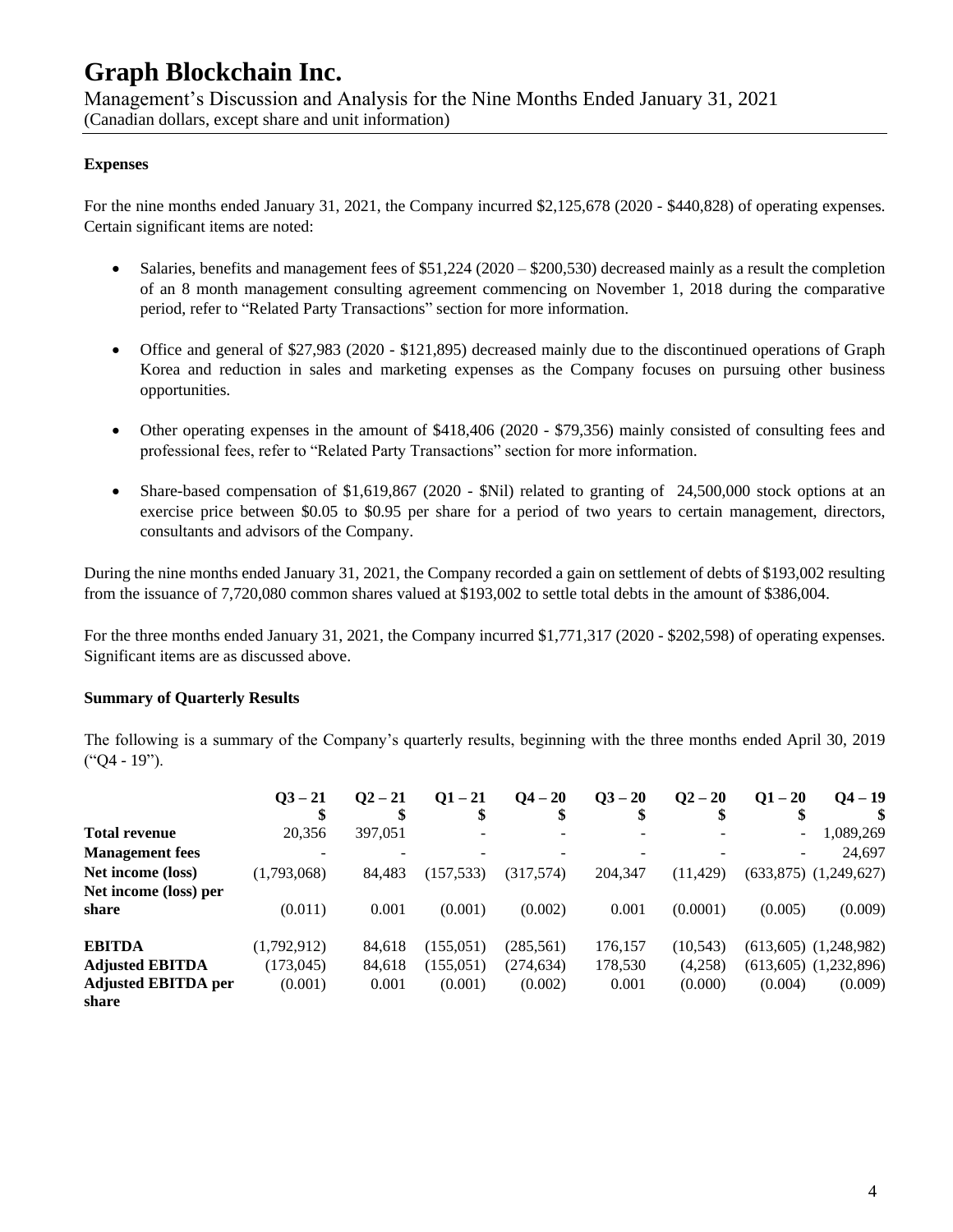## Expenses

For the nine months ended January 31, 2021, the Company incurred $2,125,678 (2020 - $440,828) of operating expenses. Certain significant items are noted:

- Salaries, benefits and management fees of $51,224 (2020 – $200,530) decreased mainly as a result the completion of an 8 month management consulting agreement commencing on November 1, 2018 during the comparative period, refer to "Related Party Transactions" section for more information.
- Office and general of $27,983 (2020 - $121,895) decreased mainly due to the discontinued operations of Graph Korea and reduction in sales and marketing expenses as the Company focuses on pursuing other business opportunities.
- Other operating expenses in the amount of $418,406 (2020 - $79,356) mainly consisted of consulting fees and professional fees, refer to "Related Party Transactions" section for more information.
- Share-based compensation of $1,619,867 (2020 - $Nil) related to granting of 24,500,000 stock options at an exercise price between $0.05 to $0.95 per share for a period of two years to certain management, directors, consultants and advisors of the Company.

During the nine months ended January 31, 2021, the Company recorded a gain on settlement of debts of $193,002 resulting from the issuance of 7,720,080 common shares valued at $193,002 to settle total debts in the amount of $386,004.

For the three months ended January 31, 2021, the Company incurred $1,771,317 (2020 - $202,598) of operating expenses. Significant items are as discussed above.

## Summary of Quarterly Results

The following is a summary of the Company's quarterly results, beginning with the three months ended April 30, 2019 ("Q4 - 19").

| | Q3 – 21<br>$ | Q2 – 21<br>$ | Q1 – 21<br>$ | Q4 – 20<br>$ | Q3 – 20<br>$ | Q2 – 20<br>$ | Q1 – 20<br>$ | Q4 – 19<br>$ |
|---|---|---|---|---|---|---|---|---|
| **Total revenue** | 20,356 | 397,051 | - | - | - | - | - | 1,089,269 |
| **Management fees** | - | - | - | - | - | - | - | 24,697 |
| **Net income (loss)** | (1,793,068) | 84,483 | (157,533) | (317,574) | 204,347 | (11,429) | (633,875) | (1,249,627) |
| **Net income (loss) per share** | (0.011) | 0.001 | (0.001) | (0.002) | 0.001 | (0.0001) | (0.005) | (0.009) |
| **EBITDA** | (1,792,912) | 84,618 | (155,051) | (285,561) | 176,157 | (10,543) | (613,605) | (1,248,982) |
| **Adjusted EBITDA** | (173,045) | 84,618 | (155,051) | (274,634) | 178,530 | (4,258) | (613,605) | (1,232,896) |
| **Adjusted EBITDA per share** | (0.001) | 0.001 | (0.001) | (0.002) | 0.001 | (0.000) | (0.004) | (0.009) |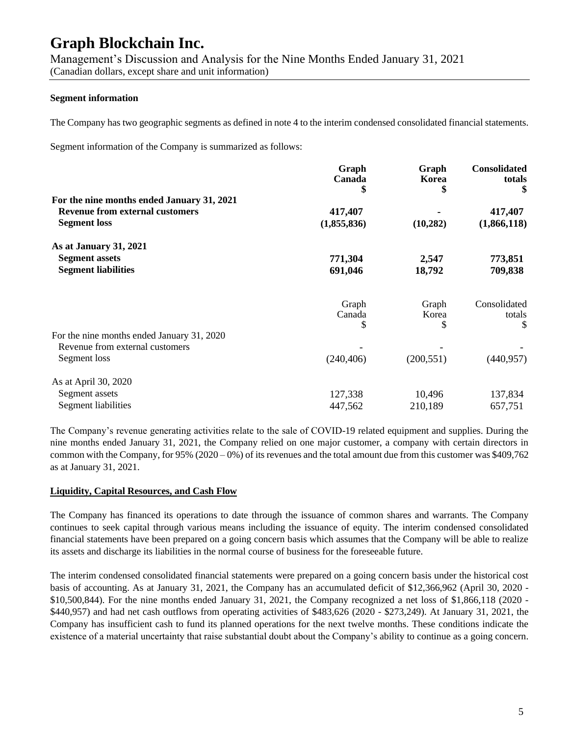**Segment information**

The Company has two geographic segments as defined in note 4 to the interim condensed consolidated financial statements.

Segment information of the Company is summarized as follows:

| | **Graph Canada $** | **Graph Korea $** | **Consolidated totals $** |
|---|---|---|---|
| **For the nine months ended January 31, 2021** | | | |
| **Revenue from external customers** | **417,407** | **-** | **417,407** |
| **Segment loss** | **(1,855,836)** | **(10,282)** | **(1,866,118)** |
| **As at January 31, 2021** | | | |
| **Segment assets** | **771,304** | **2,547** | **773,851** |
| **Segment liabilities** | **691,046** | **18,792** | **709,838** |

| | Graph Canada $ | Graph Korea $ | Consolidated totals $ |
|---|---|---|---|
| For the nine months ended January 31, 2020 | | | |
| Revenue from external customers | - | - | - |
| Segment loss | (240,406) | (200,551) | (440,957) |
| As at April 30, 2020 | | | |
| Segment assets | 127,338 | 10,496 | 137,834 |
| Segment liabilities | 447,562 | 210,189 | 657,751 |

The Company's revenue generating activities relate to the sale of COVID-19 related equipment and supplies. During the nine months ended January 31, 2021, the Company relied on one major customer, a company with certain directors in common with the Company, for 95% (2020 – 0%) of its revenues and the total amount due from this customer was $409,762 as at January 31, 2021.

## Liquidity, Capital Resources, and Cash Flow

The Company has financed its operations to date through the issuance of common shares and warrants. The Company continues to seek capital through various means including the issuance of equity. The interim condensed consolidated financial statements have been prepared on a going concern basis which assumes that the Company will be able to realize its assets and discharge its liabilities in the normal course of business for the foreseeable future.

The interim condensed consolidated financial statements were prepared on a going concern basis under the historical cost basis of accounting. As at January 31, 2021, the Company has an accumulated deficit of $12,366,962 (April 30, 2020 - $10,500,844). For the nine months ended January 31, 2021, the Company recognized a net loss of $1,866,118 (2020 - $440,957) and had net cash outflows from operating activities of $483,626 (2020 - $273,249). At January 31, 2021, the Company has insufficient cash to fund its planned operations for the next twelve months. These conditions indicate the existence of a material uncertainty that raise substantial doubt about the Company's ability to continue as a going concern.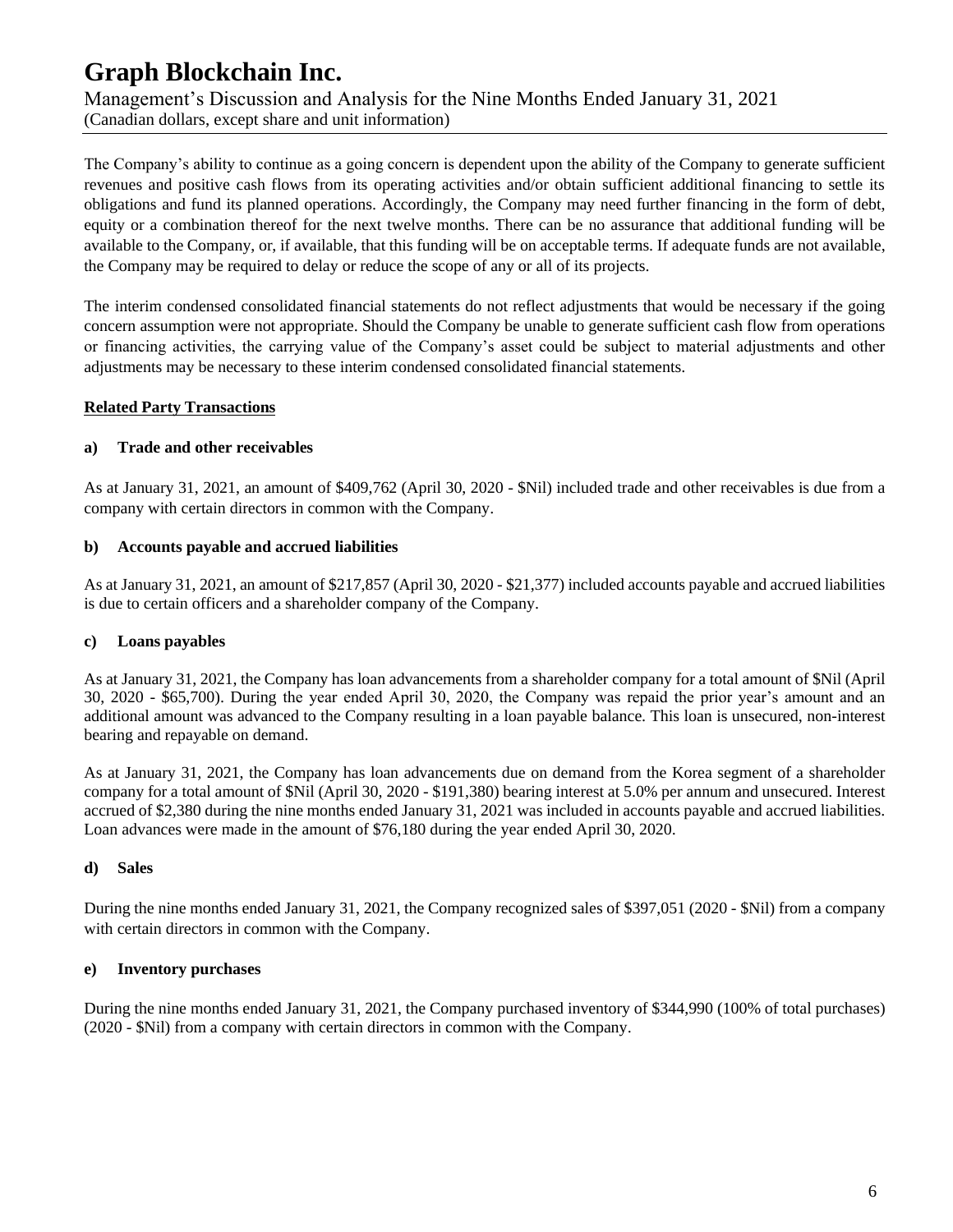The Company's ability to continue as a going concern is dependent upon the ability of the Company to generate sufficient revenues and positive cash flows from its operating activities and/or obtain sufficient additional financing to settle its obligations and fund its planned operations. Accordingly, the Company may need further financing in the form of debt, equity or a combination thereof for the next twelve months. There can be no assurance that additional funding will be available to the Company, or, if available, that this funding will be on acceptable terms. If adequate funds are not available, the Company may be required to delay or reduce the scope of any or all of its projects.

The interim condensed consolidated financial statements do not reflect adjustments that would be necessary if the going concern assumption were not appropriate. Should the Company be unable to generate sufficient cash flow from operations or financing activities, the carrying value of the Company's asset could be subject to material adjustments and other adjustments may be necessary to these interim condensed consolidated financial statements.

## Related Party Transactions

### a) Trade and other receivables

As at January 31, 2021, an amount of $409,762 (April 30, 2020 - $Nil) included trade and other receivables is due from a company with certain directors in common with the Company.

### b) Accounts payable and accrued liabilities

As at January 31, 2021, an amount of $217,857 (April 30, 2020 - $21,377) included accounts payable and accrued liabilities is due to certain officers and a shareholder company of the Company.

### c) Loans payables

As at January 31, 2021, the Company has loan advancements from a shareholder company for a total amount of $Nil (April 30, 2020 - $65,700). During the year ended April 30, 2020, the Company was repaid the prior year's amount and an additional amount was advanced to the Company resulting in a loan payable balance. This loan is unsecured, non-interest bearing and repayable on demand.

As at January 31, 2021, the Company has loan advancements due on demand from the Korea segment of a shareholder company for a total amount of $Nil (April 30, 2020 - $191,380) bearing interest at 5.0% per annum and unsecured. Interest accrued of $2,380 during the nine months ended January 31, 2021 was included in accounts payable and accrued liabilities. Loan advances were made in the amount of $76,180 during the year ended April 30, 2020.

### d) Sales

During the nine months ended January 31, 2021, the Company recognized sales of $397,051 (2020 - $Nil) from a company with certain directors in common with the Company.

### e) Inventory purchases

During the nine months ended January 31, 2021, the Company purchased inventory of $344,990 (100% of total purchases) (2020 - $Nil) from a company with certain directors in common with the Company.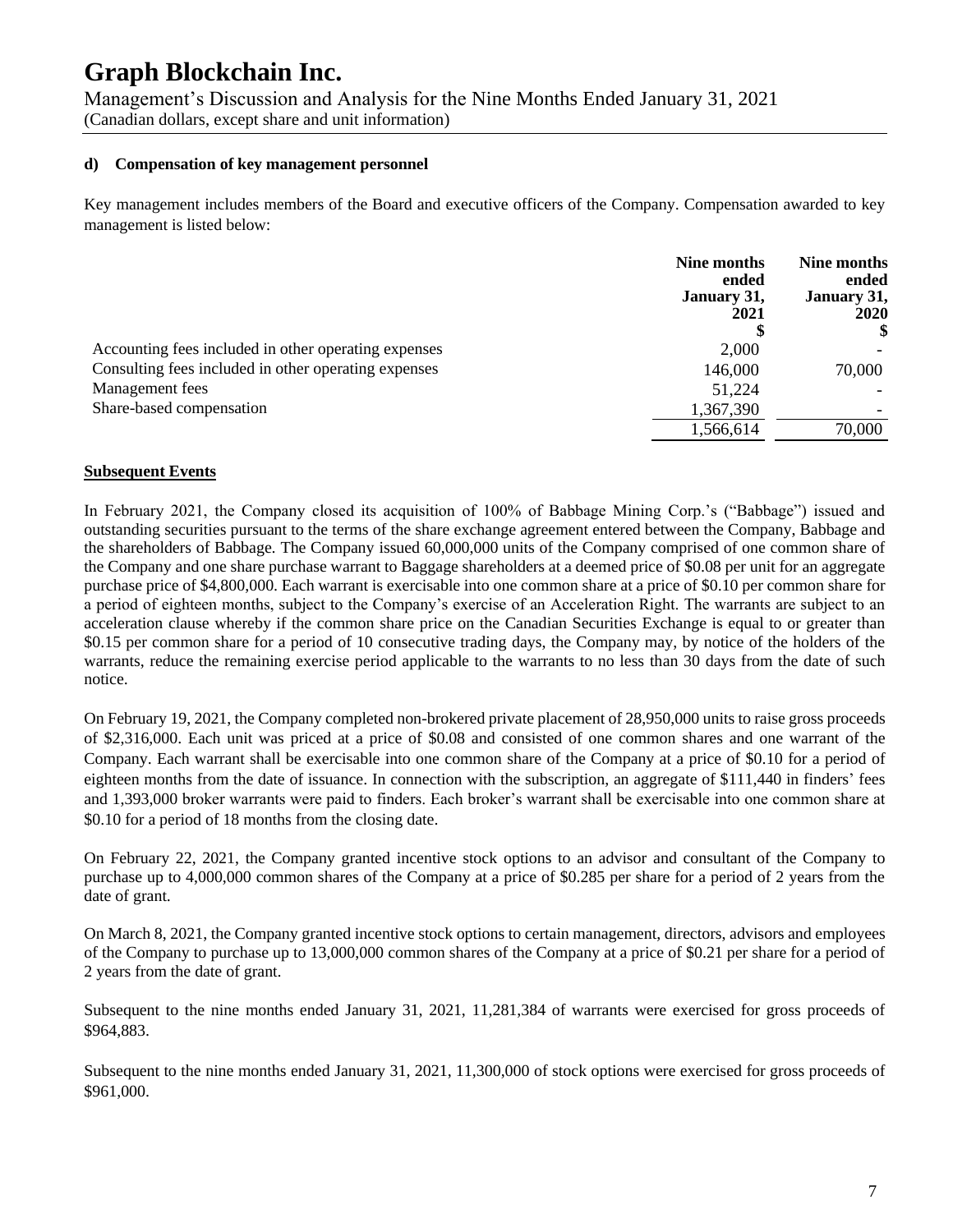#### d) Compensation of key management personnel

Key management includes members of the Board and executive officers of the Company. Compensation awarded to key management is listed below:

| | Nine months ended January 31, 2021 $ | Nine months ended January 31, 2020 $ |
|---|---|---|
| Accounting fees included in other operating expenses | 2,000 | - |
| Consulting fees included in other operating expenses | 146,000 | 70,000 |
| Management fees | 51,224 | - |
| Share-based compensation | 1,367,390 | - |
| | 1,566,614 | 70,000 |

## Subsequent Events

In February 2021, the Company closed its acquisition of 100% of Babbage Mining Corp.'s ("Babbage") issued and outstanding securities pursuant to the terms of the share exchange agreement entered between the Company, Babbage and the shareholders of Babbage. The Company issued 60,000,000 units of the Company comprised of one common share of the Company and one share purchase warrant to Baggage shareholders at a deemed price of $0.08 per unit for an aggregate purchase price of $4,800,000. Each warrant is exercisable into one common share at a price of $0.10 per common share for a period of eighteen months, subject to the Company's exercise of an Acceleration Right. The warrants are subject to an acceleration clause whereby if the common share price on the Canadian Securities Exchange is equal to or greater than $0.15 per common share for a period of 10 consecutive trading days, the Company may, by notice of the holders of the warrants, reduce the remaining exercise period applicable to the warrants to no less than 30 days from the date of such notice.

On February 19, 2021, the Company completed non-brokered private placement of 28,950,000 units to raise gross proceeds of $2,316,000. Each unit was priced at a price of $0.08 and consisted of one common shares and one warrant of the Company. Each warrant shall be exercisable into one common share of the Company at a price of $0.10 for a period of eighteen months from the date of issuance. In connection with the subscription, an aggregate of $111,440 in finders' fees and 1,393,000 broker warrants were paid to finders. Each broker's warrant shall be exercisable into one common share at $0.10 for a period of 18 months from the closing date.

On February 22, 2021, the Company granted incentive stock options to an advisor and consultant of the Company to purchase up to 4,000,000 common shares of the Company at a price of $0.285 per share for a period of 2 years from the date of grant.

On March 8, 2021, the Company granted incentive stock options to certain management, directors, advisors and employees of the Company to purchase up to 13,000,000 common shares of the Company at a price of $0.21 per share for a period of 2 years from the date of grant.

Subsequent to the nine months ended January 31, 2021, 11,281,384 of warrants were exercised for gross proceeds of $964,883.

Subsequent to the nine months ended January 31, 2021, 11,300,000 of stock options were exercised for gross proceeds of $961,000.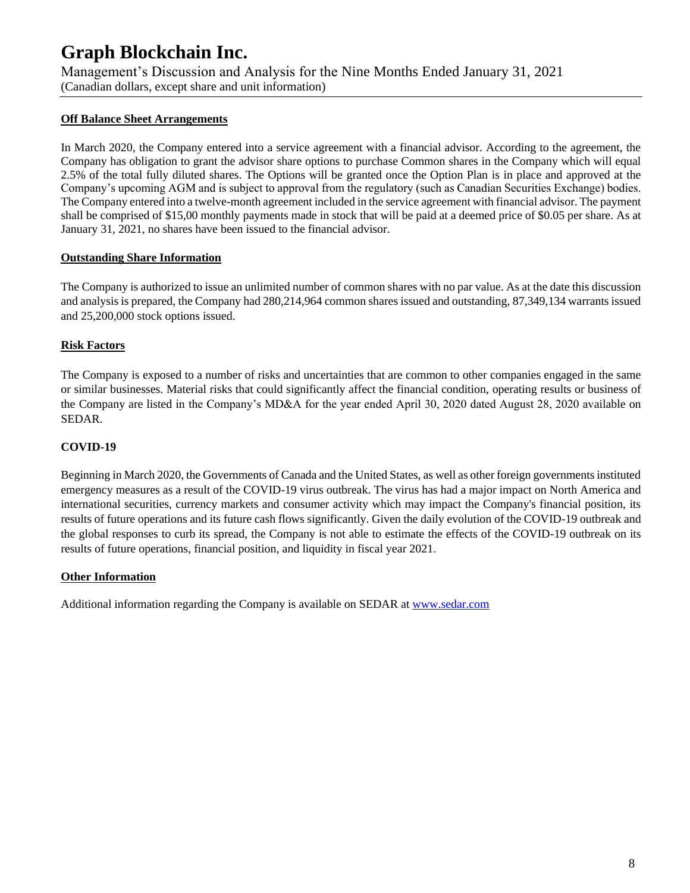## Off Balance Sheet Arrangements

In March 2020, the Company entered into a service agreement with a financial advisor. According to the agreement, the Company has obligation to grant the advisor share options to purchase Common shares in the Company which will equal 2.5% of the total fully diluted shares. The Options will be granted once the Option Plan is in place and approved at the Company's upcoming AGM and is subject to approval from the regulatory (such as Canadian Securities Exchange) bodies. The Company entered into a twelve-month agreement included in the service agreement with financial advisor. The payment shall be comprised of $15,00 monthly payments made in stock that will be paid at a deemed price of $0.05 per share. As at January 31, 2021, no shares have been issued to the financial advisor.

## Outstanding Share Information

The Company is authorized to issue an unlimited number of common shares with no par value. As at the date this discussion and analysis is prepared, the Company had 280,214,964 common shares issued and outstanding, 87,349,134 warrants issued and 25,200,000 stock options issued.

## Risk Factors

The Company is exposed to a number of risks and uncertainties that are common to other companies engaged in the same or similar businesses. Material risks that could significantly affect the financial condition, operating results or business of the Company are listed in the Company's MD&A for the year ended April 30, 2020 dated August 28, 2020 available on SEDAR.

## COVID-19

Beginning in March 2020, the Governments of Canada and the United States, as well as other foreign governments instituted emergency measures as a result of the COVID-19 virus outbreak. The virus has had a major impact on North America and international securities, currency markets and consumer activity which may impact the Company's financial position, its results of future operations and its future cash flows significantly. Given the daily evolution of the COVID-19 outbreak and the global responses to curb its spread, the Company is not able to estimate the effects of the COVID-19 outbreak on its results of future operations, financial position, and liquidity in fiscal year 2021.

## Other Information

Additional information regarding the Company is available on SEDAR at www.sedar.com